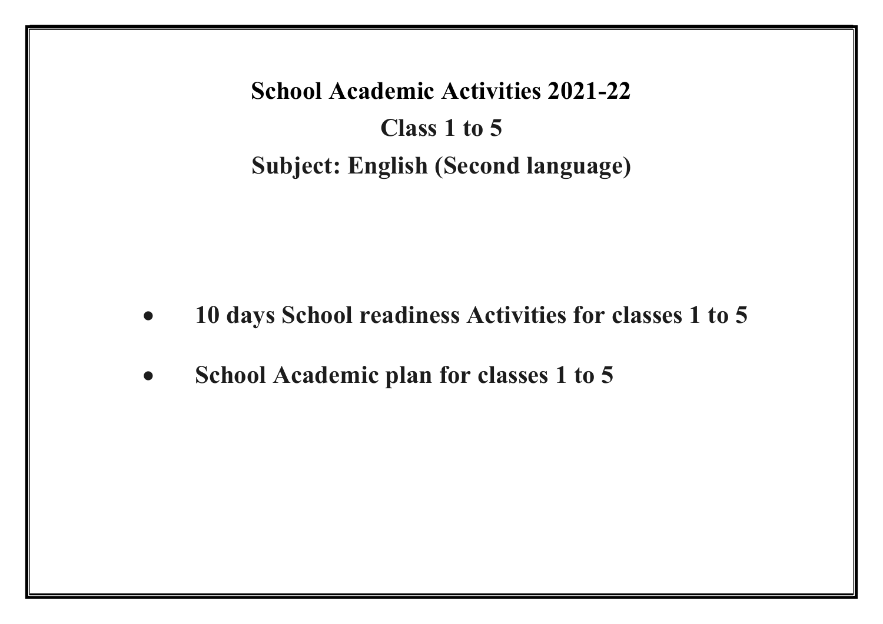# School Academic Activities 2021-22

## Class 1 to 5

## Subject: English (Second language)

- **10 days School readiness Activities for classes 1 to 5**
- **School Academic plan for classes 1 to 5**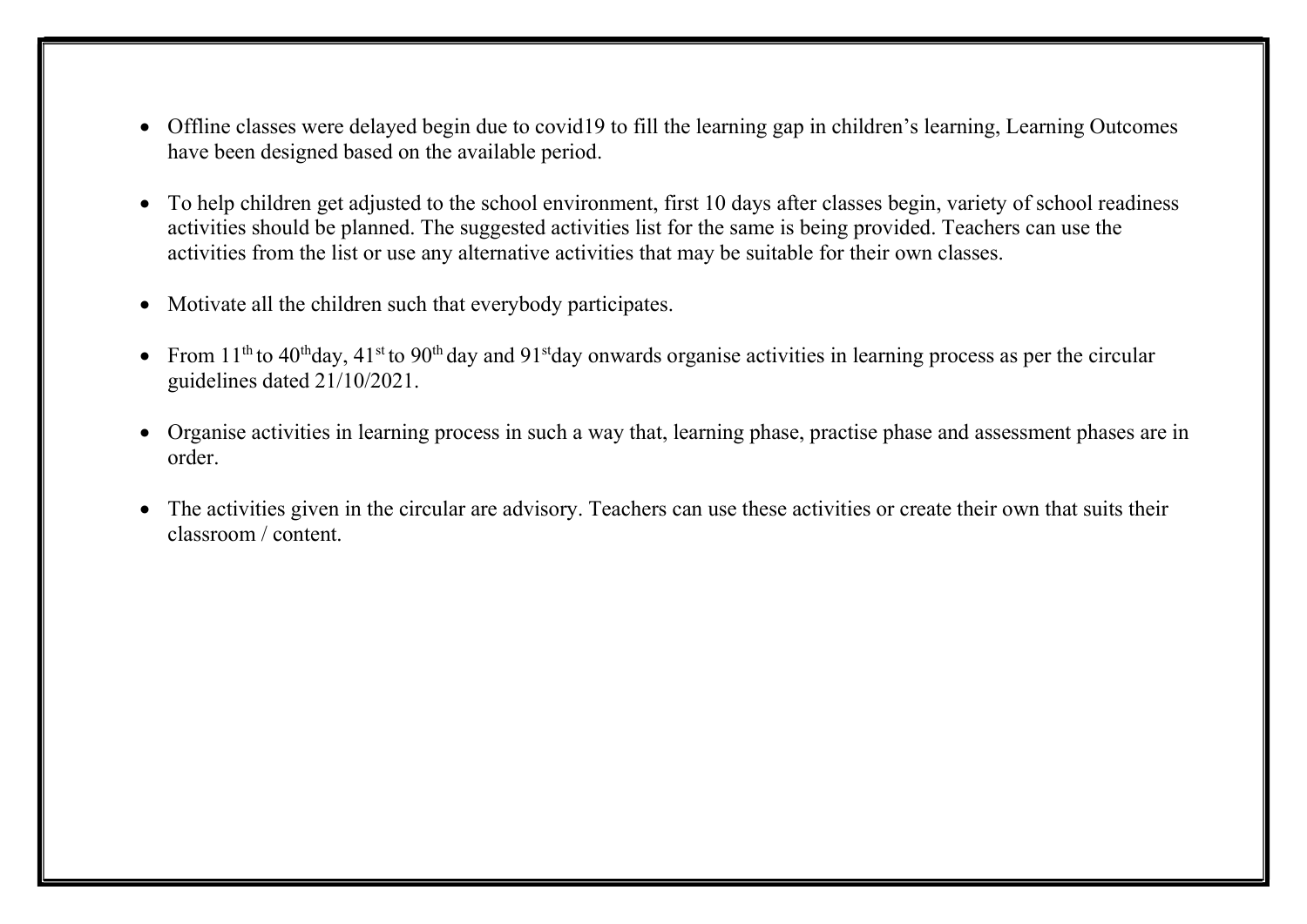- Offline classes were delayed begin due to covid19 to fill the learning gap in children's learning, Learning Outcomes have been designed based on the available period.

- To help children get adjusted to the school environment, first 10 days after classes begin, variety of school readiness activities should be planned. The suggested activities list for the same is being provided. Teachers can use the activities from the list or use any alternative activities that may be suitable for their own classes.

- Motivate all the children such that everybody participates.

- From 11th to 40thday, 41st to 90th day and 91stday onwards organise activities in learning process as per the circular guidelines dated 21/10/2021.

- Organise activities in learning process in such a way that, learning phase, practise phase and assessment phases are in order.

- The activities given in the circular are advisory. Teachers can use these activities or create their own that suits their classroom / content.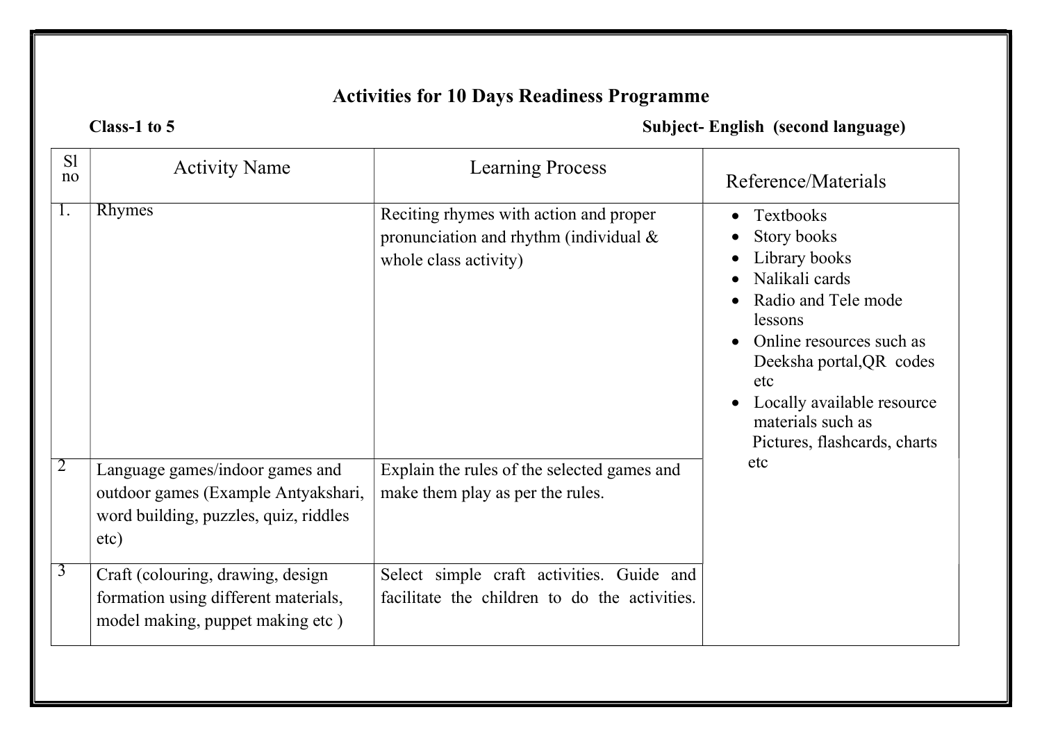## Activities for 10 Days Readiness Programme

**Class-1 to 5** **Subject- English (second language)**

| Sl no | Activity Name | Learning Process | Reference/Materials |
|---|---|---|---|
| 1. | Rhymes | Reciting rhymes with action and proper pronunciation and rhythm (individual & whole class activity) | • Textbooks<br>• Story books<br>• Library books<br>• Nalikali cards<br>• Radio and Tele mode lessons<br>• Online resources such as Deeksha portal,QR codes etc<br>• Locally available resource materials such as Pictures, flashcards, charts etc |
| 2 | Language games/indoor games and outdoor games (Example Antyakshari, word building, puzzles, quiz, riddles etc) | Explain the rules of the selected games and make them play as per the rules. | |
| 3 | Craft (colouring, drawing, design formation using different materials, model making, puppet making etc ) | Select simple craft activities. Guide and facilitate the children to do the activities. | |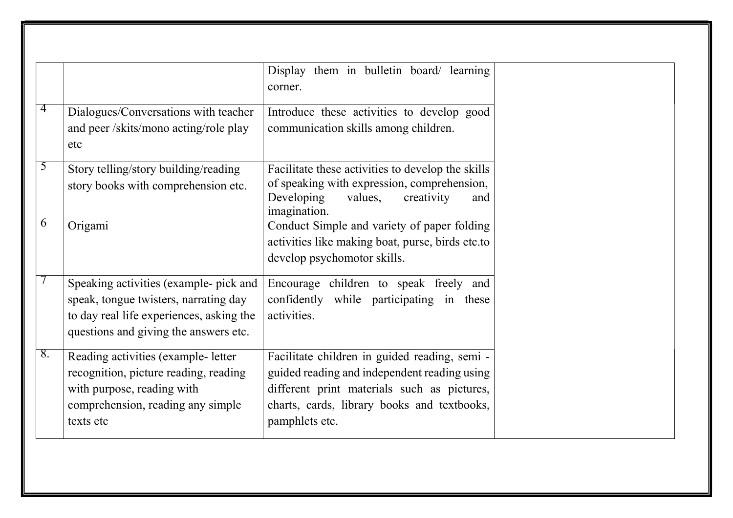| | | | |
|---|---|---|---|
| | | Display them in bulletin board/ learning corner. | |
| 4 | Dialogues/Conversations with teacher and peer /skits/mono acting/role play etc | Introduce these activities to develop good communication skills among children. | |
| 5 | Story telling/story building/reading story books with comprehension etc. | Facilitate these activities to develop the skills of speaking with expression, comprehension, Developing values, creativity and imagination. | |
| 6 | Origami | Conduct Simple and variety of paper folding activities like making boat, purse, birds etc.to develop psychomotor skills. | |
| 7 | Speaking activities (example- pick and speak, tongue twisters, narrating day to day real life experiences, asking the questions and giving the answers etc. | Encourage children to speak freely and confidently while participating in these activities. | |
| 8. | Reading activities (example- letter recognition, picture reading, reading with purpose, reading with comprehension, reading any simple texts etc | Facilitate children in guided reading, semi - guided reading and independent reading using different print materials such as pictures, charts, cards, library books and textbooks, pamphlets etc. | |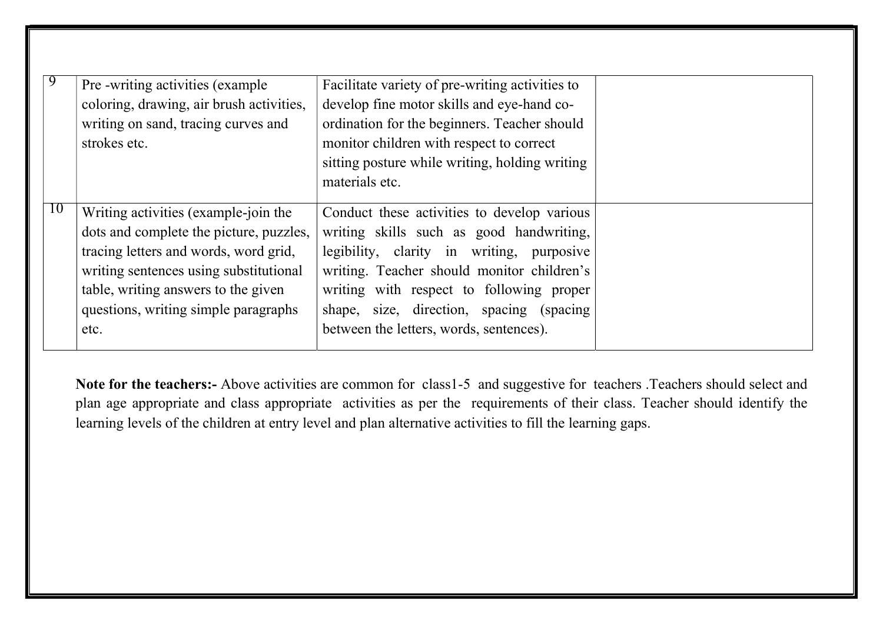| | | | |
|---|---|---|---|
| 9 | Pre -writing activities (example coloring, drawing, air brush activities, writing on sand, tracing curves and strokes etc. | Facilitate variety of pre-writing activities to develop fine motor skills and eye-hand co-ordination for the beginners. Teacher should monitor children with respect to correct sitting posture while writing, holding writing materials etc. | |
| 10 | Writing activities (example-join the dots and complete the picture, puzzles, tracing letters and words, word grid, writing sentences using substitutional table, writing answers to the given questions, writing simple paragraphs etc. | Conduct these activities to develop various writing skills such as good handwriting, legibility, clarity in writing, purposive writing. Teacher should monitor children's writing with respect to following proper shape, size, direction, spacing (spacing between the letters, words, sentences). | |

**Note for the teachers:-** Above activities are common for class1-5 and suggestive for teachers .Teachers should select and plan age appropriate and class appropriate activities as per the requirements of their class. Teacher should identify the learning levels of the children at entry level and plan alternative activities to fill the learning gaps.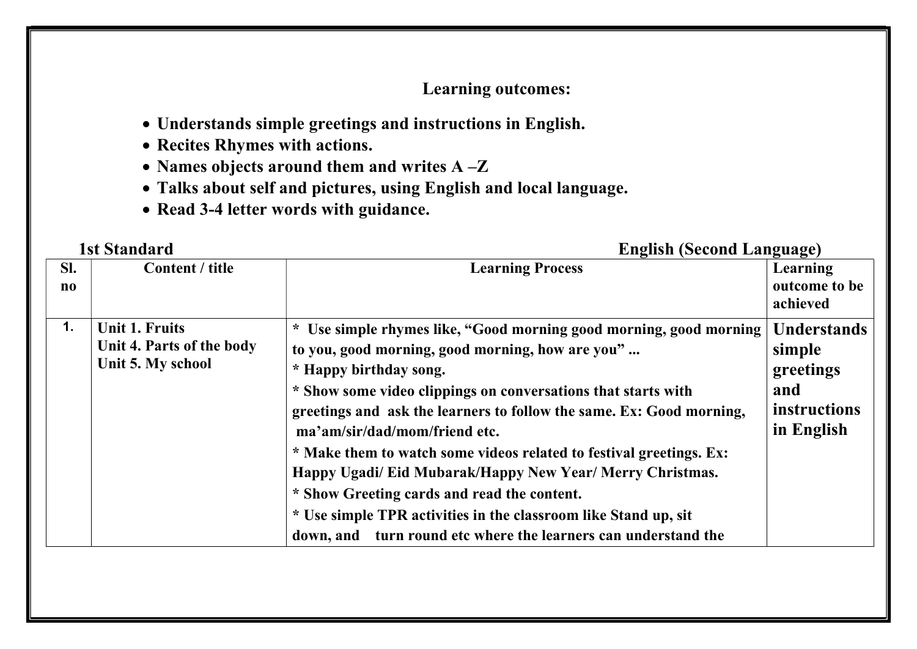**Learning outcomes:**

- **Understands simple greetings and instructions in English.**
- **Recites Rhymes with actions.**
- **Names objects around them and writes A –Z**
- **Talks about self and pictures, using English and local language.**
- **Read 3-4 letter words with guidance.**

**1st Standard** **English (Second Language)**

| Sl. no | Content / title | Learning Process | Learning outcome to be achieved |
|---|---|---|---|
| 1. | **Unit 1. Fruits**<br>**Unit 4. Parts of the body**<br>**Unit 5. My school** | * Use simple rhymes like, "Good morning good morning, good morning to you, good morning, good morning, how are you" ...<br>* Happy birthday song.<br>* Show some video clippings on conversations that starts with greetings and ask the learners to follow the same. Ex: Good morning, ma'am/sir/dad/mom/friend etc.<br>* Make them to watch some videos related to festival greetings. Ex: Happy Ugadi/ Eid Mubarak/Happy New Year/ Merry Christmas.<br>* Show Greeting cards and read the content.<br>* Use simple TPR activities in the classroom like Stand up, sit down, and turn round etc where the learners can understand the | **Understands simple greetings and instructions in English** |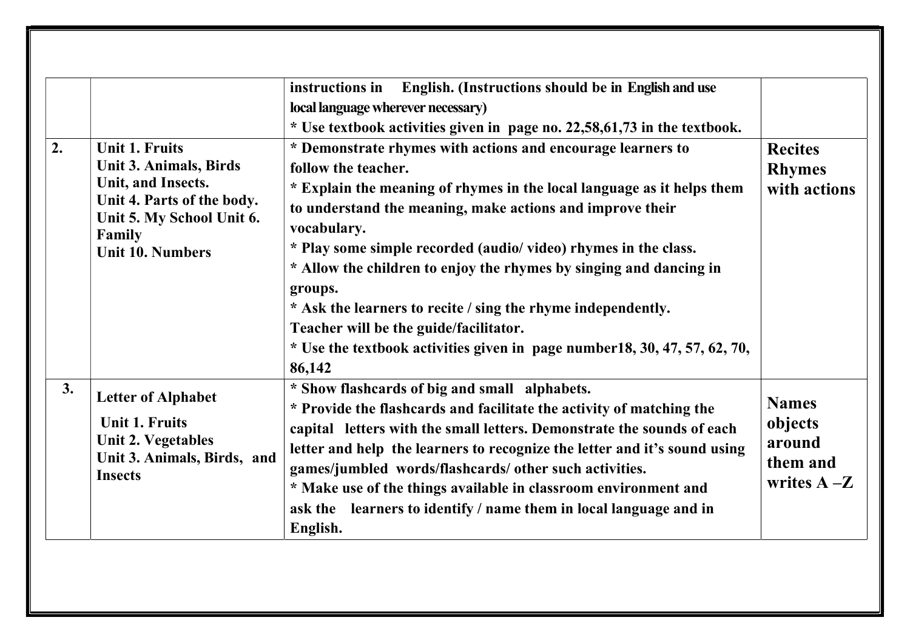| | | | |
|---|---|---|---|
| | | instructions in English. (Instructions should be in English and use local language wherever necessary)<br>* Use textbook activities given in page no. 22,58,61,73 in the textbook. | |
| 2. | Unit 1. Fruits<br>Unit 3. Animals, Birds Unit, and Insects.<br>Unit 4. Parts of the body.<br>Unit 5. My School Unit 6. Family<br>Unit 10. Numbers | * Demonstrate rhymes with actions and encourage learners to follow the teacher.<br>* Explain the meaning of rhymes in the local language as it helps them to understand the meaning, make actions and improve their vocabulary.<br>* Play some simple recorded (audio/ video) rhymes in the class.<br>* Allow the children to enjoy the rhymes by singing and dancing in groups.<br>* Ask the learners to recite / sing the rhyme independently. Teacher will be the guide/facilitator.<br>* Use the textbook activities given in page number18, 30, 47, 57, 62, 70, 86,142 | Recites Rhymes with actions |
| 3. | Letter of Alphabet<br>Unit 1. Fruits<br>Unit 2. Vegetables<br>Unit 3. Animals, Birds, and Insects | * Show flashcards of big and small alphabets.<br>* Provide the flashcards and facilitate the activity of matching the capital letters with the small letters. Demonstrate the sounds of each letter and help the learners to recognize the letter and it's sound using games/jumbled words/flashcards/ other such activities.<br>* Make use of the things available in classroom environment and ask the learners to identify / name them in local language and in English. | Names objects around them and writes A –Z |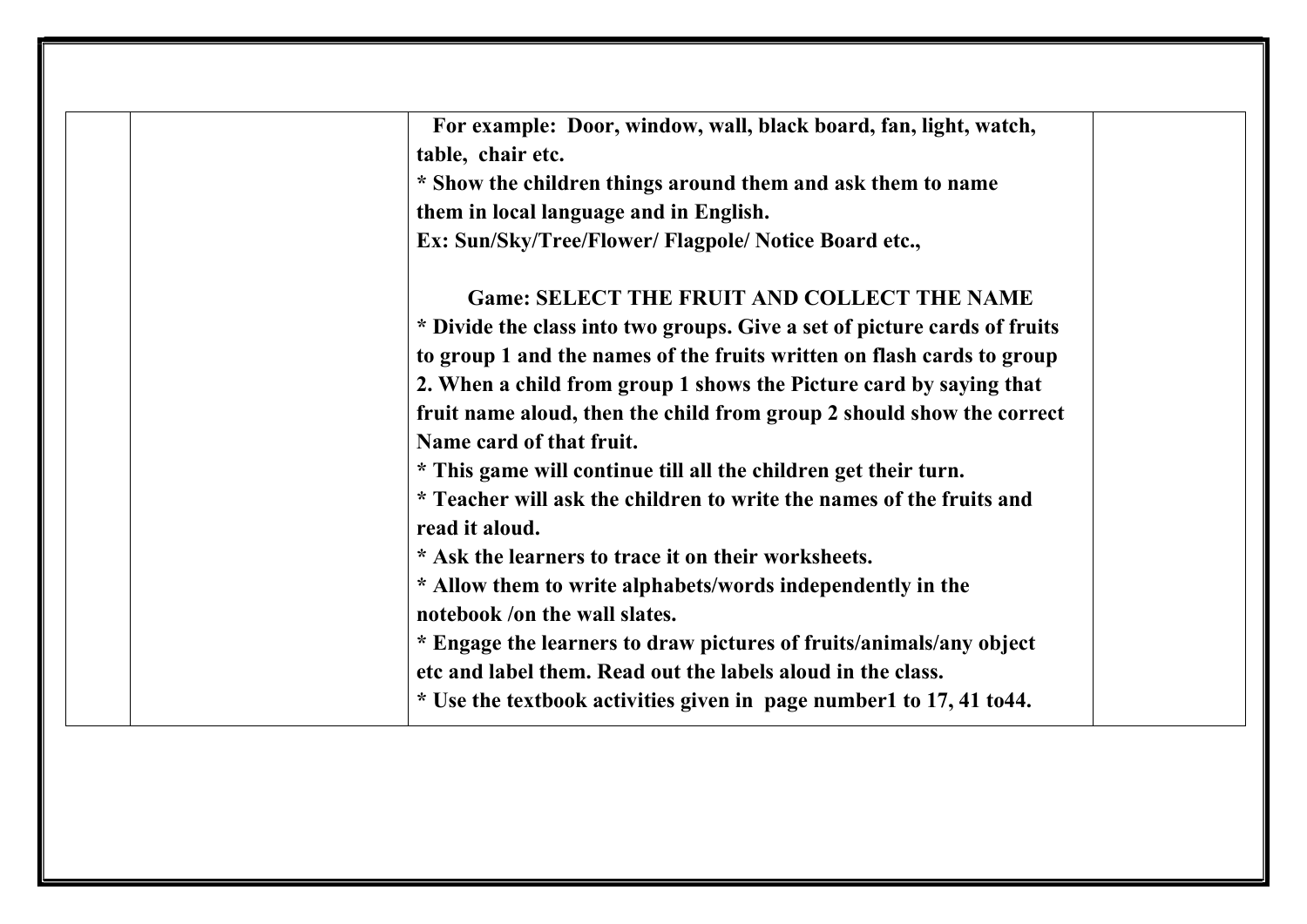| | | | |
|---|---|---|---|
| | | **For example: Door, window, wall, black board, fan, light, watch, table, chair etc.**<br>**\* Show the children things around them and ask them to name them in local language and in English.**<br>**Ex: Sun/Sky/Tree/Flower/ Flagpole/ Notice Board etc.,**<br><br>**Game: SELECT THE FRUIT AND COLLECT THE NAME**<br>**\* Divide the class into two groups. Give a set of picture cards of fruits to group 1 and the names of the fruits written on flash cards to group 2. When a child from group 1 shows the Picture card by saying that fruit name aloud, then the child from group 2 should show the correct Name card of that fruit.**<br>**\* This game will continue till all the children get their turn.**<br>**\* Teacher will ask the children to write the names of the fruits and read it aloud.**<br>**\* Ask the learners to trace it on their worksheets.**<br>**\* Allow them to write alphabets/words independently in the notebook /on the wall slates.**<br>**\* Engage the learners to draw pictures of fruits/animals/any object etc and label them. Read out the labels aloud in the class.**<br>**\* Use the textbook activities given in page number1 to 17, 41 to44.** | |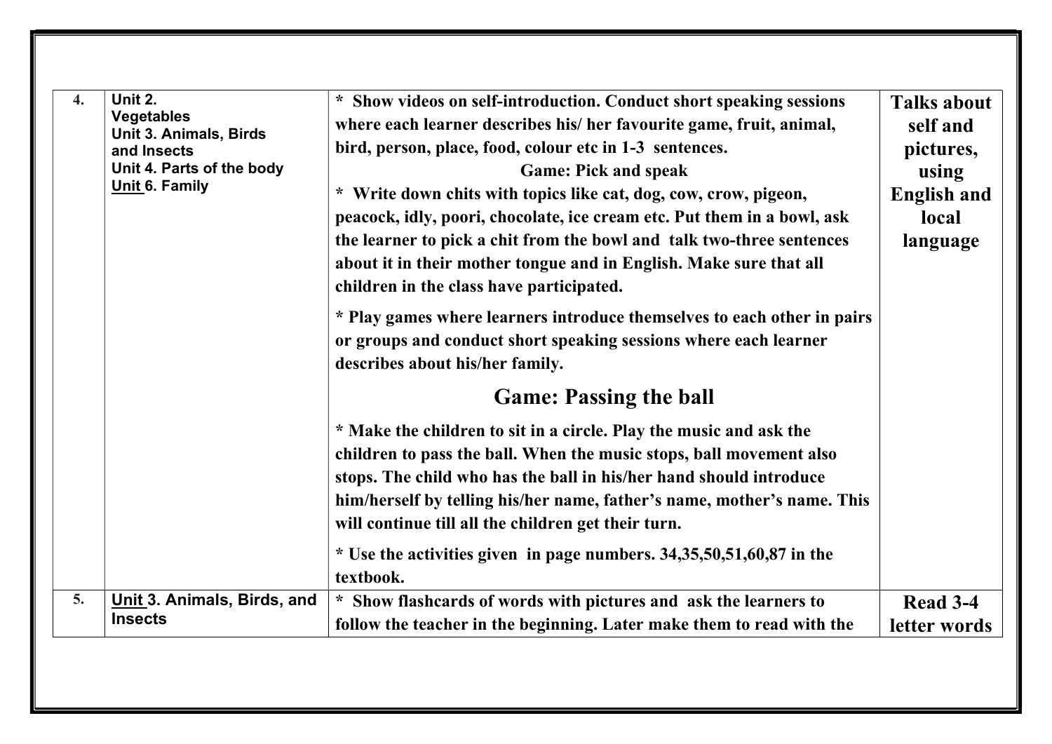| 4. | Unit 2. Vegetables<br>Unit 3. Animals, Birds and Insects<br>Unit 4. Parts of the body<br>Unit 6. Family | * Show videos on self-introduction. Conduct short speaking sessions where each learner describes his/ her favourite game, fruit, animal, bird, person, place, food, colour etc in 1-3 sentences.<br>**Game: Pick and speak**<br>* Write down chits with topics like cat, dog, cow, crow, pigeon, peacock, idly, poori, chocolate, ice cream etc. Put them in a bowl, ask the learner to pick a chit from the bowl and talk two-three sentences about it in their mother tongue and in English. Make sure that all children in the class have participated.<br>* Play games where learners introduce themselves to each other in pairs or groups and conduct short speaking sessions where each learner describes about his/her family.<br>**Game: Passing the ball**<br>* Make the children to sit in a circle. Play the music and ask the children to pass the ball. When the music stops, ball movement also stops. The child who has the ball in his/her hand should introduce him/herself by telling his/her name, father's name, mother's name. This will continue till all the children get their turn.<br>* Use the activities given in page numbers. 34,35,50,51,60,87 in the textbook. | Talks about self and pictures, using English and local language |
|---|---|---|---|
| 5. | Unit 3. Animals, Birds, and Insects | * Show flashcards of words with pictures and ask the learners to follow the teacher in the beginning. Later make them to read with the | Read 3-4 letter words |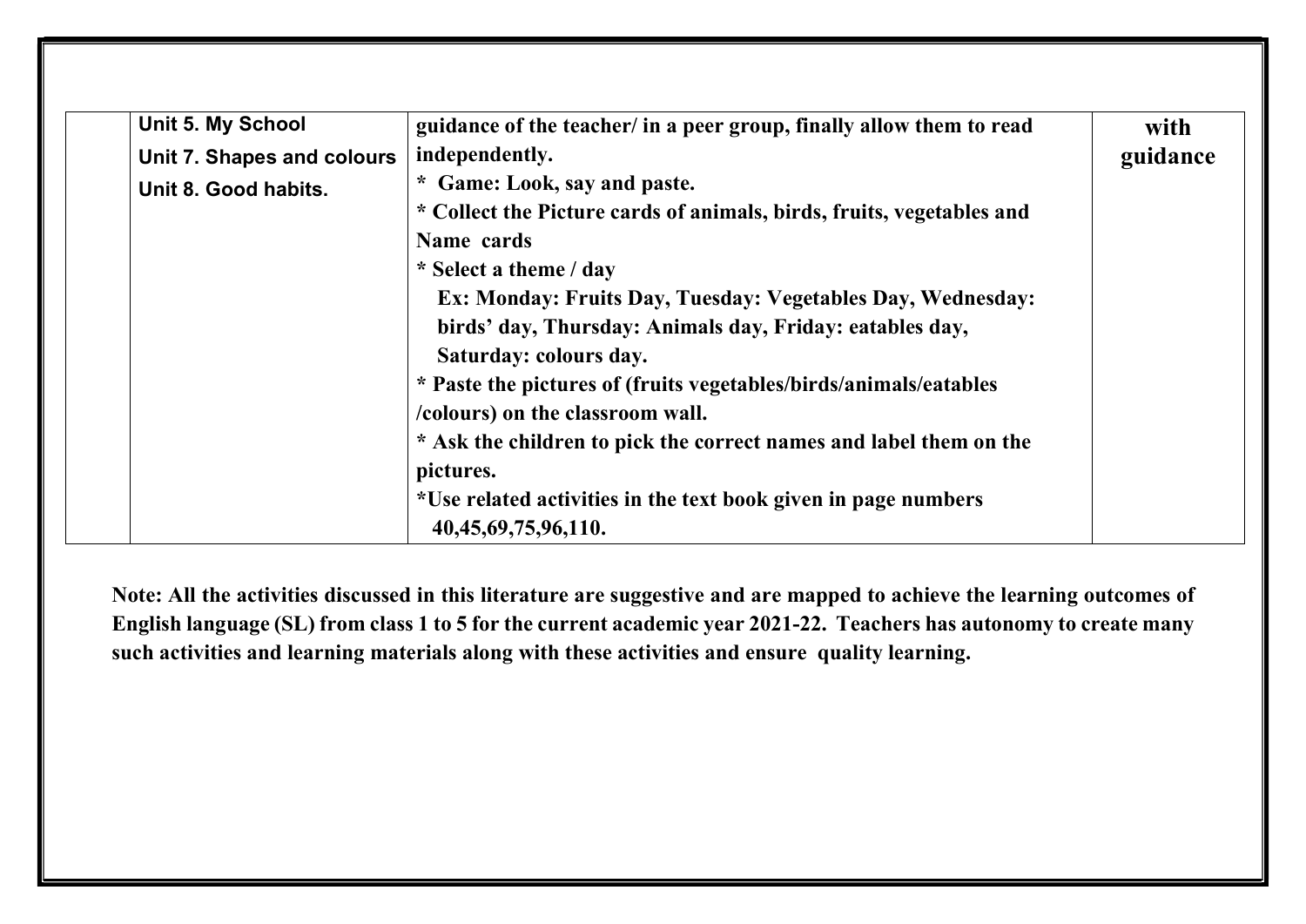|  |  |  |  |
|---|---|---|---|
|  | **Unit 5. My School**<br>**Unit 7. Shapes and colours**<br>**Unit 8. Good habits.** | **guidance of the teacher/ in a peer group, finally allow them to read independently.**<br>**\* Game: Look, say and paste.**<br>**\* Collect the Picture cards of animals, birds, fruits, vegetables and Name cards**<br>**\* Select a theme / day**<br>**Ex: Monday: Fruits Day, Tuesday: Vegetables Day, Wednesday: birds' day, Thursday: Animals day, Friday: eatables day, Saturday: colours day.**<br>**\* Paste the pictures of (fruits vegetables/birds/animals/eatables /colours) on the classroom wall.**<br>**\* Ask the children to pick the correct names and label them on the pictures.**<br>**\*Use related activities in the text book given in page numbers 40,45,69,75,96,110.** | **with guidance** |

**Note: All the activities discussed in this literature are suggestive and are mapped to achieve the learning outcomes of English language (SL) from class 1 to 5 for the current academic year 2021-22. Teachers has autonomy to create many such activities and learning materials along with these activities and ensure quality learning.**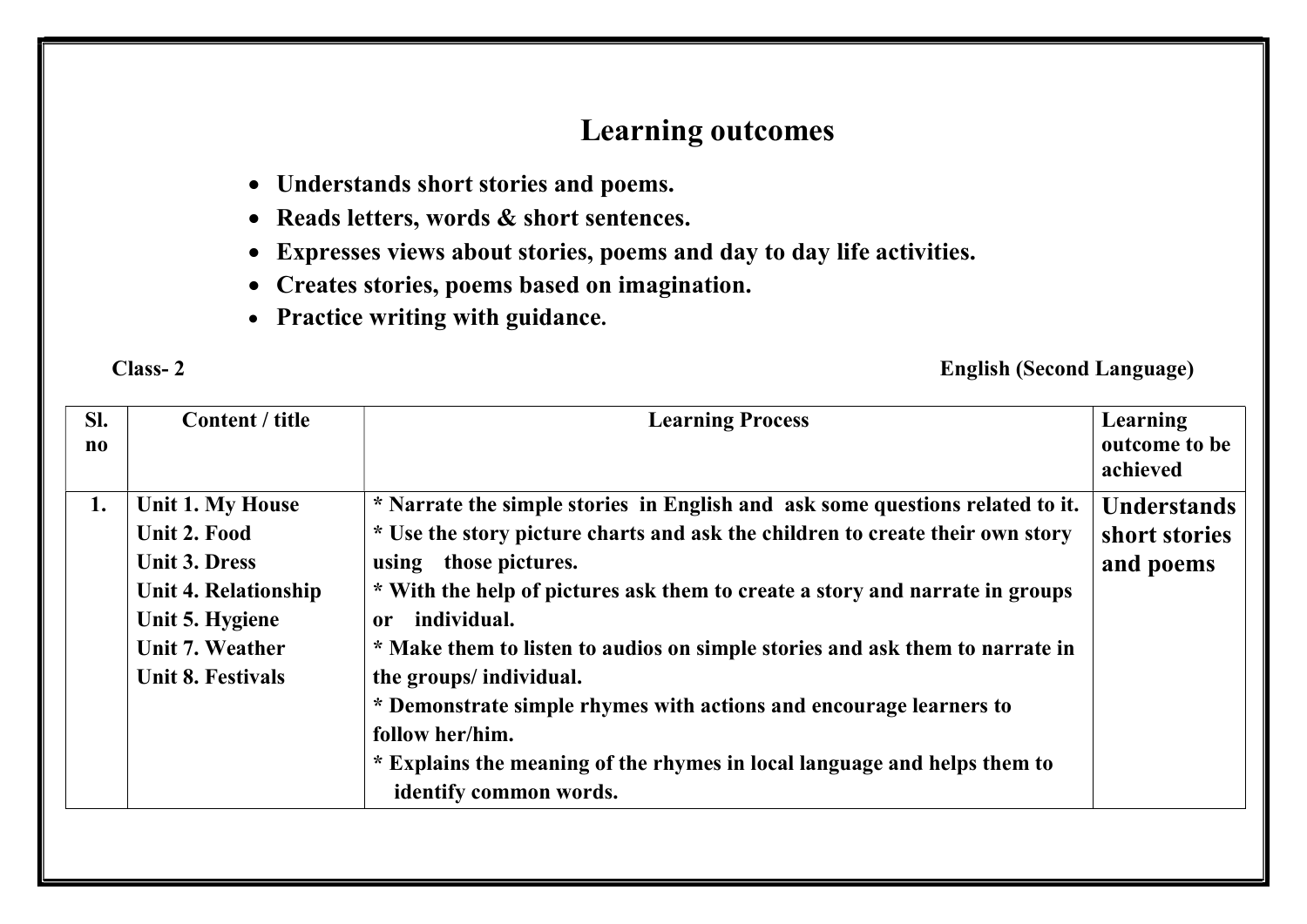# Learning outcomes

- **Understands short stories and poems.**
- **Reads letters, words & short sentences.**
- **Expresses views about stories, poems and day to day life activities.**
- **Creates stories, poems based on imagination.**
- **Practice writing with guidance.**

**Class- 2** **English (Second Language)**

| Sl. no | Content / title | Learning Process | Learning outcome to be achieved |
|---|---|---|---|
| 1. | Unit 1. My House<br>Unit 2. Food<br>Unit 3. Dress<br>Unit 4. Relationship<br>Unit 5. Hygiene<br>Unit 7. Weather<br>Unit 8. Festivals | * Narrate the simple stories in English and ask some questions related to it.<br>* Use the story picture charts and ask the children to create their own story using those pictures.<br>* With the help of pictures ask them to create a story and narrate in groups or individual.<br>* Make them to listen to audios on simple stories and ask them to narrate in the groups/ individual.<br>* Demonstrate simple rhymes with actions and encourage learners to follow her/him.<br>* Explains the meaning of the rhymes in local language and helps them to identify common words. | Understands short stories and poems |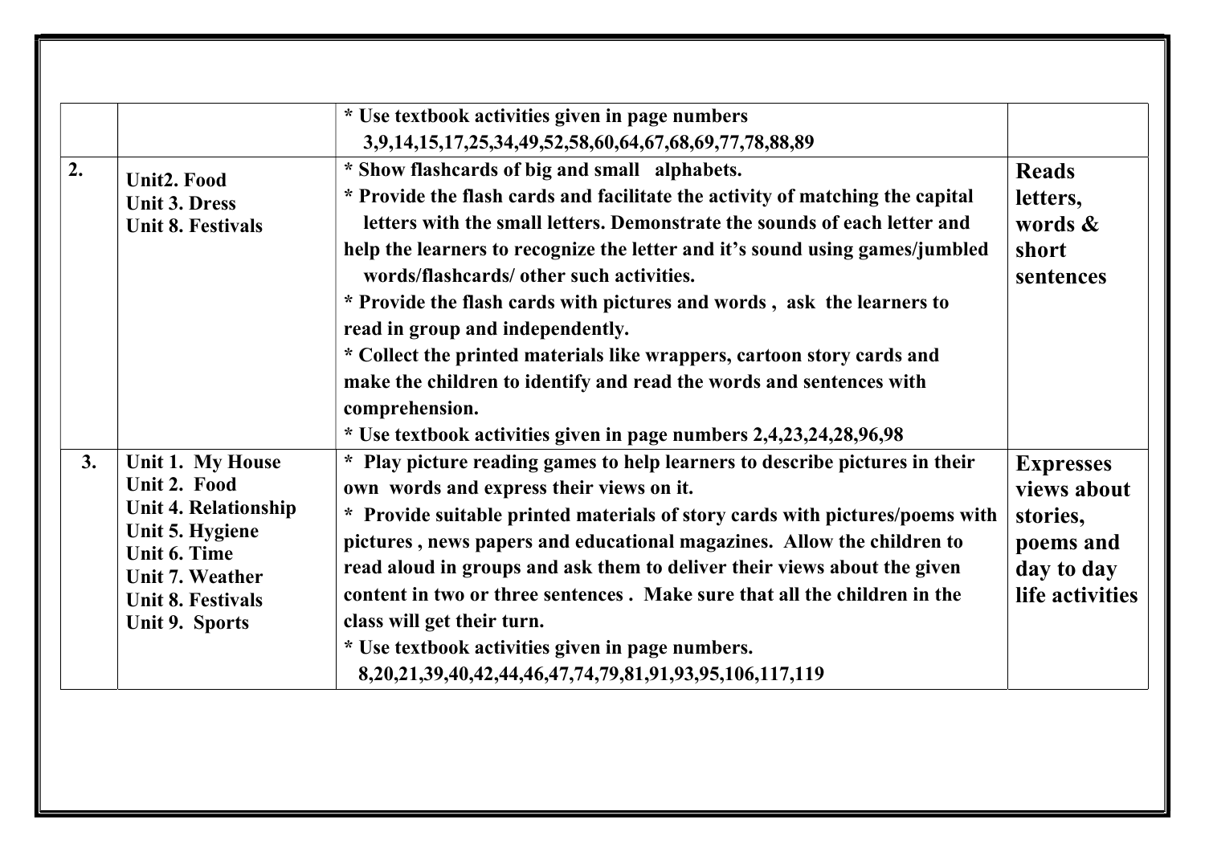|  |  |  |  |
|---|---|---|---|
|  |  | * Use textbook activities given in page numbers 3,9,14,15,17,25,34,49,52,58,60,64,67,68,69,77,78,88,89 |  |
| **2.** | **Unit2. Food**<br>**Unit 3. Dress**<br>**Unit 8. Festivals** | **\* Show flashcards of big and small alphabets.**<br>**\* Provide the flash cards and facilitate the activity of matching the capital letters with the small letters. Demonstrate the sounds of each letter and help the learners to recognize the letter and it's sound using games/jumbled words/flashcards/ other such activities.**<br>**\* Provide the flash cards with pictures and words , ask the learners to read in group and independently.**<br>**\* Collect the printed materials like wrappers, cartoon story cards and make the children to identify and read the words and sentences with comprehension.**<br>**\* Use textbook activities given in page numbers 2,4,23,24,28,96,98** | **Reads letters, words & short sentences** |
| **3.** | **Unit 1. My House**<br>**Unit 2. Food**<br>**Unit 4. Relationship**<br>**Unit 5. Hygiene**<br>**Unit 6. Time**<br>**Unit 7. Weather**<br>**Unit 8. Festivals**<br>**Unit 9. Sports** | **\* Play picture reading games to help learners to describe pictures in their own words and express their views on it.**<br>**\* Provide suitable printed materials of story cards with pictures/poems with pictures , news papers and educational magazines. Allow the children to read aloud in groups and ask them to deliver their views about the given content in two or three sentences . Make sure that all the children in the class will get their turn.**<br>**\* Use textbook activities given in page numbers. 8,20,21,39,40,42,44,46,47,74,79,81,91,93,95,106,117,119** | **Expresses views about stories, poems and day to day life activities** |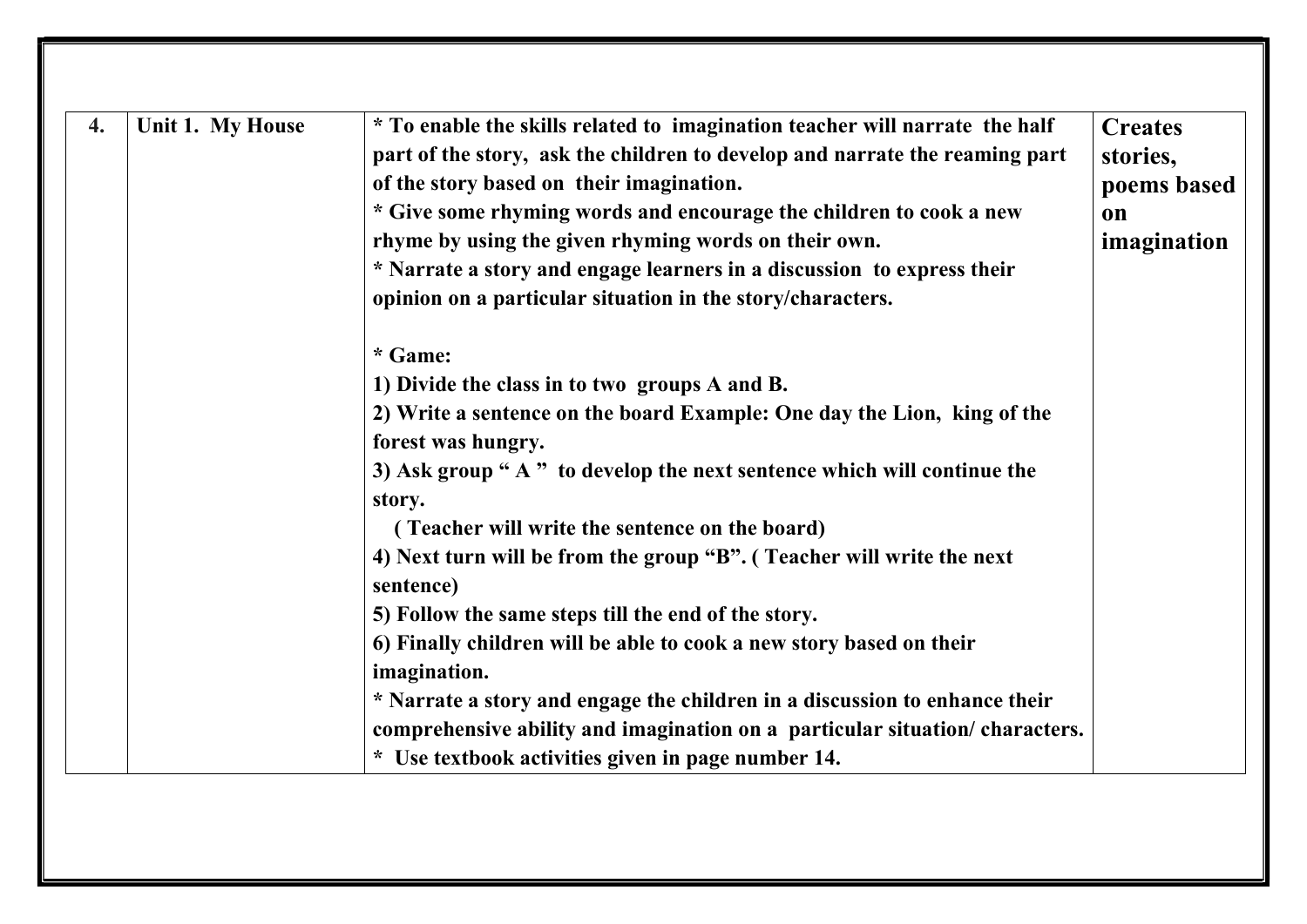| 4. | Unit 1. My House | * To enable the skills related to imagination teacher will narrate the half part of the story, ask the children to develop and narrate the reaming part of the story based on their imagination.<br>* Give some rhyming words and encourage the children to cook a new rhyme by using the given rhyming words on their own.<br>* Narrate a story and engage learners in a discussion to express their opinion on a particular situation in the story/characters.<br><br>* Game:<br>1) Divide the class in to two groups A and B.<br>2) Write a sentence on the board Example: One day the Lion, king of the forest was hungry.<br>3) Ask group " A " to develop the next sentence which will continue the story.<br>( Teacher will write the sentence on the board)<br>4) Next turn will be from the group "B". ( Teacher will write the next sentence)<br>5) Follow the same steps till the end of the story.<br>6) Finally children will be able to cook a new story based on their imagination.<br>* Narrate a story and engage the children in a discussion to enhance their comprehensive ability and imagination on a particular situation/ characters.<br>* Use textbook activities given in page number 14. | Creates stories, poems based on imagination |
|---|---|---|---|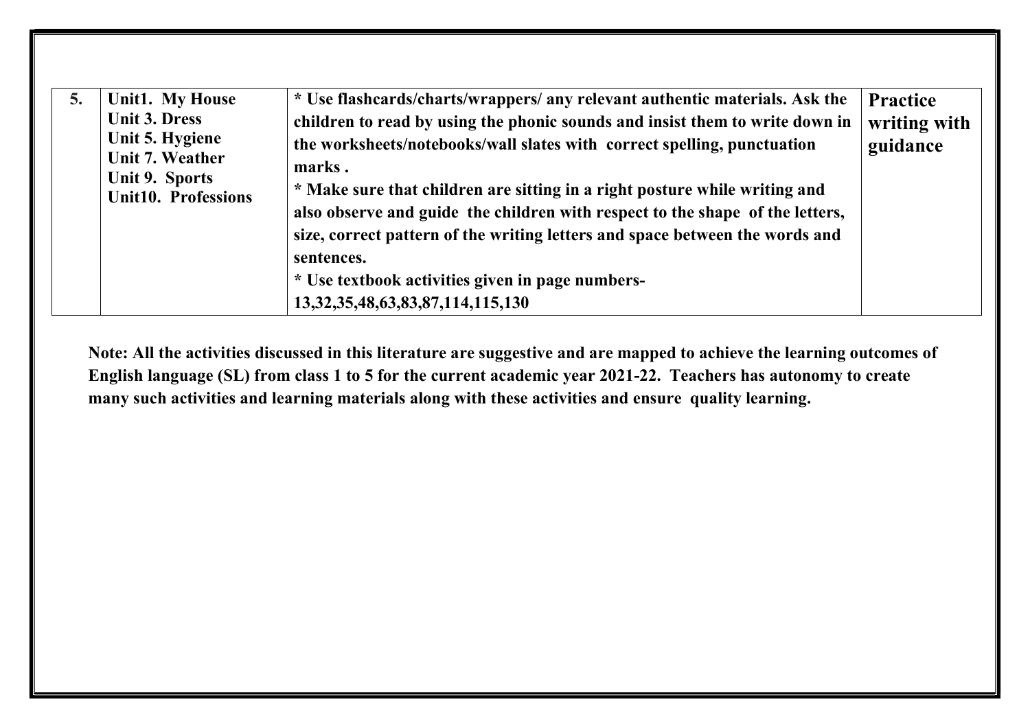| 5. | Unit1. My House<br>Unit 3. Dress<br>Unit 5. Hygiene<br>Unit 7. Weather<br>Unit 9. Sports<br>Unit10. Professions | * Use flashcards/charts/wrappers/ any relevant authentic materials. Ask the children to read by using the phonic sounds and insist them to write down in the worksheets/notebooks/wall slates with correct spelling, punctuation marks .<br>* Make sure that children are sitting in a right posture while writing and also observe and guide the children with respect to the shape of the letters, size, correct pattern of the writing letters and space between the words and sentences.<br>* Use textbook activities given in page numbers- 13,32,35,48,63,83,87,114,115,130 | **Practice writing with guidance** |
|---|---|---|---|

**Note: All the activities discussed in this literature are suggestive and are mapped to achieve the learning outcomes of English language (SL) from class 1 to 5 for the current academic year 2021-22. Teachers has autonomy to create many such activities and learning materials along with these activities and ensure quality learning.**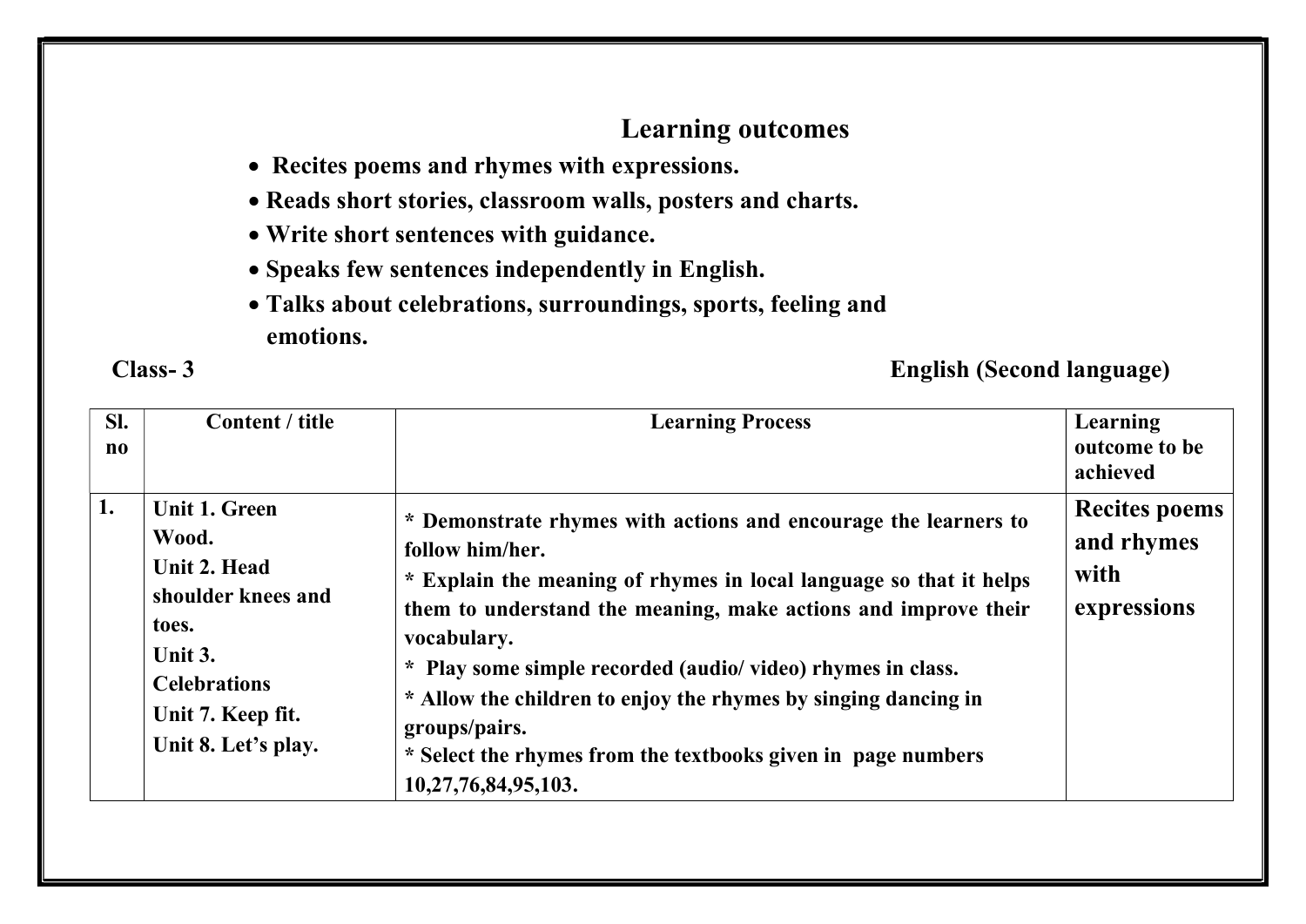## Learning outcomes

- **Recites poems and rhymes with expressions.**
- **Reads short stories, classroom walls, posters and charts.**
- **Write short sentences with guidance.**
- **Speaks few sentences independently in English.**
- **Talks about celebrations, surroundings, sports, feeling and emotions.**

**Class- 3** **English (Second language)**

| Sl. no | Content / title | Learning Process | Learning outcome to be achieved |
| --- | --- | --- | --- |
| 1. | Unit 1. Green Wood.<br>Unit 2. Head shoulder knees and toes.<br>Unit 3. Celebrations<br>Unit 7. Keep fit.<br>Unit 8. Let's play. | * Demonstrate rhymes with actions and encourage the learners to follow him/her.<br>* Explain the meaning of rhymes in local language so that it helps them to understand the meaning, make actions and improve their vocabulary.<br>* Play some simple recorded (audio/ video) rhymes in class.<br>* Allow the children to enjoy the rhymes by singing dancing in groups/pairs.<br>* Select the rhymes from the textbooks given in page numbers 10,27,76,84,95,103. | Recites poems and rhymes with expressions |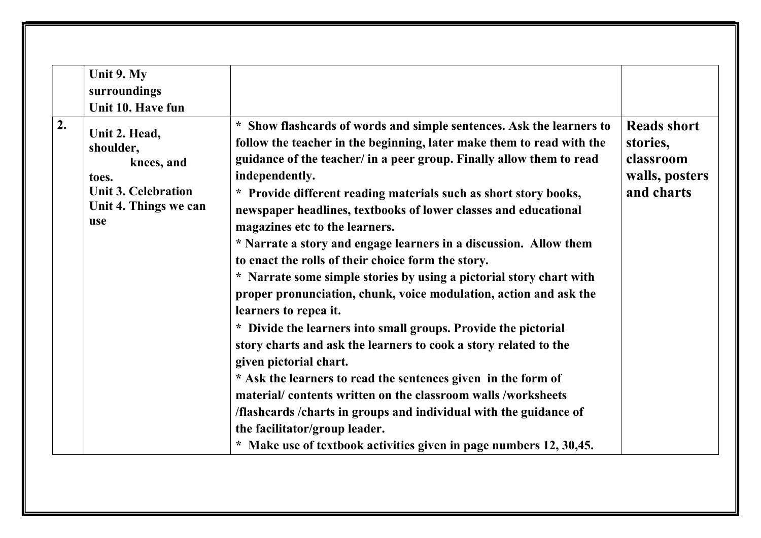|  | Unit 9. My surroundings<br>Unit 10. Have fun |  |  |
|---|---|---|---|
| 2. | Unit 2. Head, shoulder, knees, and toes.<br>Unit 3. Celebration<br>Unit 4. Things we can use | * Show flashcards of words and simple sentences. Ask the learners to follow the teacher in the beginning, later make them to read with the guidance of the teacher/ in a peer group. Finally allow them to read independently.<br>* Provide different reading materials such as short story books, newspaper headlines, textbooks of lower classes and educational magazines etc to the learners.<br>* Narrate a story and engage learners in a discussion. Allow them to enact the rolls of their choice form the story.<br>* Narrate some simple stories by using a pictorial story chart with proper pronunciation, chunk, voice modulation, action and ask the learners to repea it.<br>* Divide the learners into small groups. Provide the pictorial story charts and ask the learners to cook a story related to the given pictorial chart.<br>* Ask the learners to read the sentences given in the form of material/ contents written on the classroom walls /worksheets /flashcards /charts in groups and individual with the guidance of the facilitator/group leader.<br>* Make use of textbook activities given in page numbers 12, 30,45. | **Reads short stories, classroom walls, posters and charts** |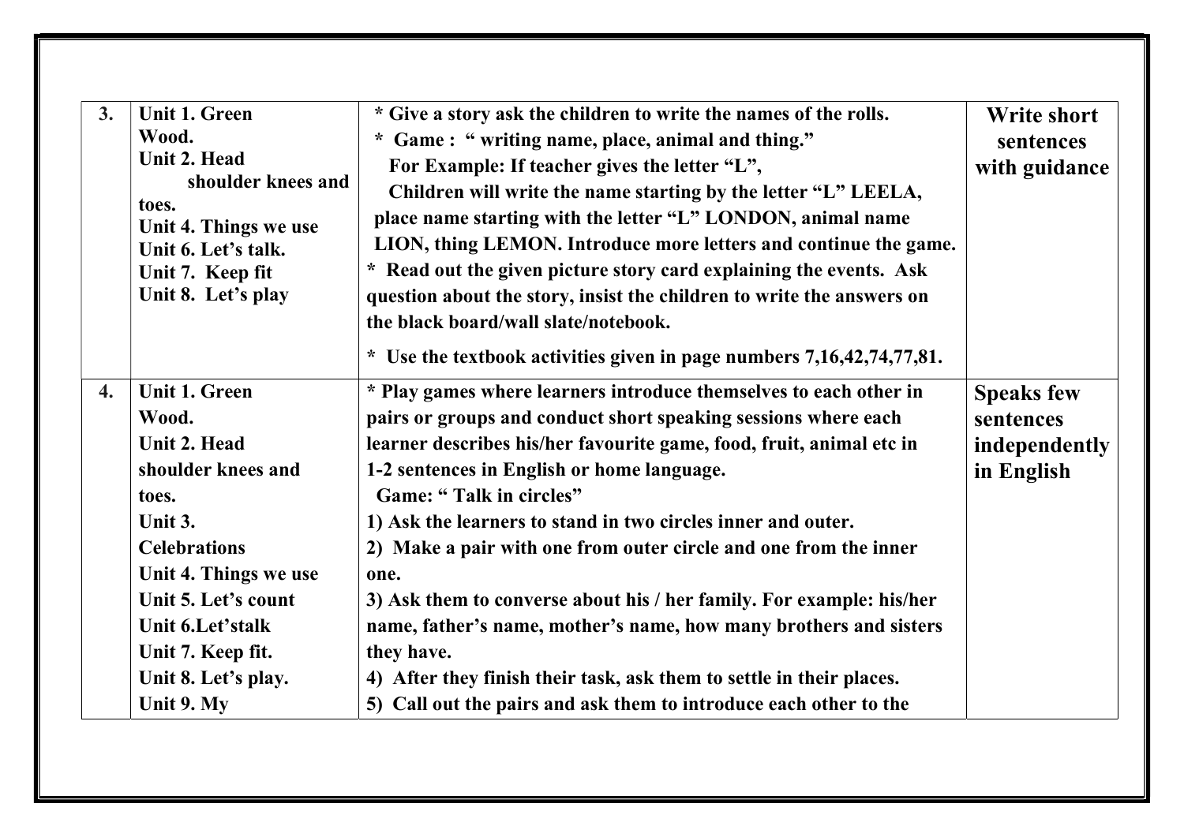| 3. | Unit 1. Green Wood.<br>Unit 2. Head shoulder knees and toes.<br>Unit 4. Things we use<br>Unit 6. Let's talk.<br>Unit 7. Keep fit<br>Unit 8. Let's play | * Give a story ask the children to write the names of the rolls.<br>* Game : " writing name, place, animal and thing."<br>For Example: If teacher gives the letter "L",<br>Children will write the name starting by the letter "L" LEELA, place name starting with the letter "L" LONDON, animal name LION, thing LEMON. Introduce more letters and continue the game.<br>* Read out the given picture story card explaining the events. Ask question about the story, insist the children to write the answers on the black board/wall slate/notebook.<br>* Use the textbook activities given in page numbers 7,16,42,74,77,81. | **Write short sentences with guidance** |
|---|---|---|---|
| **4.** | **Unit 1. Green Wood.<br>Unit 2. Head shoulder knees and toes.<br>Unit 3. Celebrations<br>Unit 4. Things we use<br>Unit 5. Let's count<br>Unit 6.Let'stalk<br>Unit 7. Keep fit.<br>Unit 8. Let's play.<br>Unit 9. My** | **\* Play games where learners introduce themselves to each other in pairs or groups and conduct short speaking sessions where each learner describes his/her favourite game, food, fruit, animal etc in 1-2 sentences in English or home language.<br>Game: " Talk in circles"<br>1) Ask the learners to stand in two circles inner and outer.<br>2) Make a pair with one from outer circle and one from the inner one.<br>3) Ask them to converse about his / her family. For example: his/her name, father's name, mother's name, how many brothers and sisters they have.<br>4) After they finish their task, ask them to settle in their places.<br>5) Call out the pairs and ask them to introduce each other to the** | **Speaks few sentences independently in English** |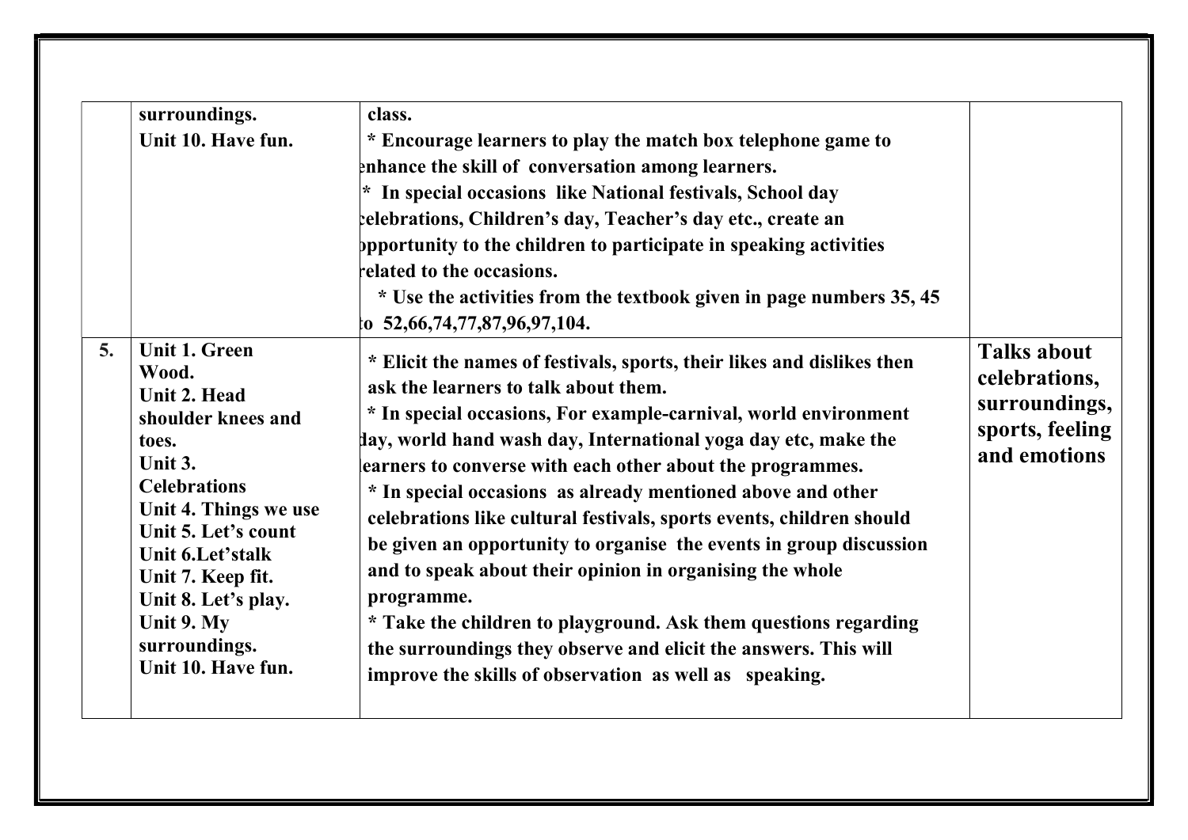| | | | |
|---|---|---|---|
| | surroundings.<br>Unit 10. Have fun. | class.<br>* Encourage learners to play the match box telephone game to enhance the skill of conversation among learners.<br>* In special occasions like National festivals, School day celebrations, Children's day, Teacher's day etc., create an opportunity to the children to participate in speaking activities related to the occasions.<br>* Use the activities from the textbook given in page numbers 35, 45 to 52,66,74,77,87,96,97,104. | |
| **5.** | **Unit 1. Green Wood.<br>Unit 2. Head shoulder knees and toes.<br>Unit 3. Celebrations<br>Unit 4. Things we use<br>Unit 5. Let's count<br>Unit 6.Let'stalk<br>Unit 7. Keep fit.<br>Unit 8. Let's play.<br>Unit 9. My surroundings.<br>Unit 10. Have fun.** | **\* Elicit the names of festivals, sports, their likes and dislikes then ask the learners to talk about them.<br>\* In special occasions, For example-carnival, world environment day, world hand wash day, International yoga day etc, make the learners to converse with each other about the programmes.<br>\* In special occasions as already mentioned above and other celebrations like cultural festivals, sports events, children should be given an opportunity to organise the events in group discussion and to speak about their opinion in organising the whole programme.<br>\* Take the children to playground. Ask them questions regarding the surroundings they observe and elicit the answers. This will improve the skills of observation as well as speaking.** | **Talks about celebrations, surroundings, sports, feeling and emotions** |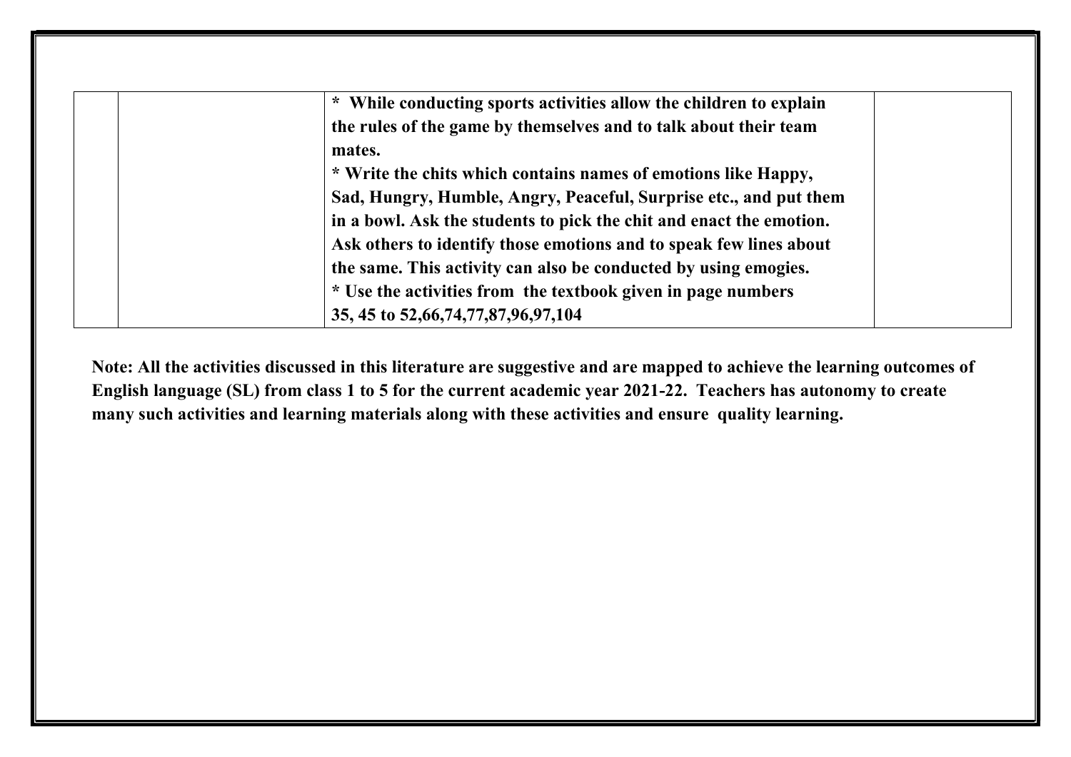| | | | |
|---|---|---|---|
| | | **\* While conducting sports activities allow the children to explain the rules of the game by themselves and to talk about their team mates.**<br>**\* Write the chits which contains names of emotions like Happy, Sad, Hungry, Humble, Angry, Peaceful, Surprise etc., and put them in a bowl. Ask the students to pick the chit and enact the emotion. Ask others to identify those emotions and to speak few lines about the same. This activity can also be conducted by using emogies.**<br>**\* Use the activities from the textbook given in page numbers 35, 45 to 52,66,74,77,87,96,97,104** | |

**Note: All the activities discussed in this literature are suggestive and are mapped to achieve the learning outcomes of English language (SL) from class 1 to 5 for the current academic year 2021-22. Teachers has autonomy to create many such activities and learning materials along with these activities and ensure quality learning.**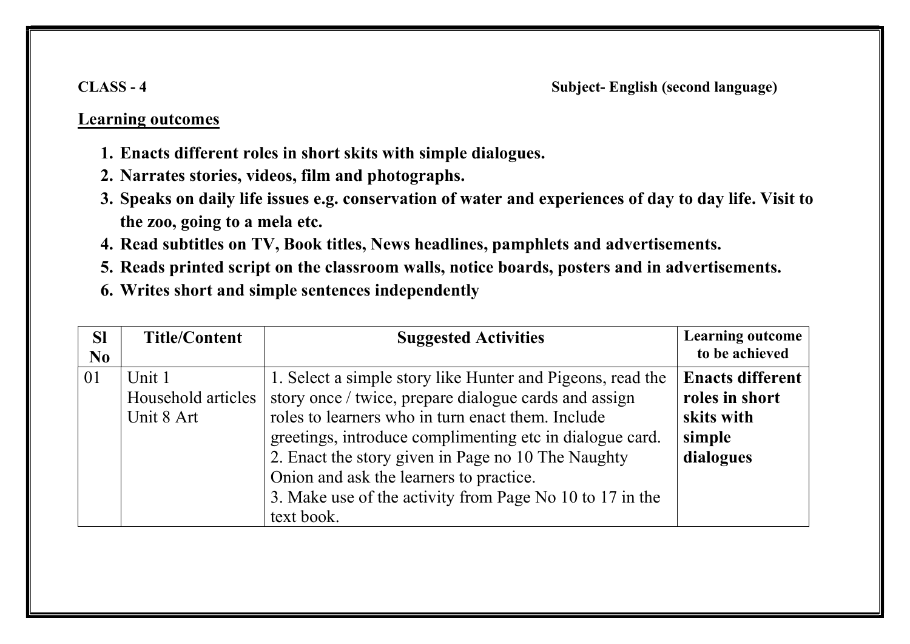**CLASS - 4** **Subject- English (second language)**

## Learning outcomes

1. **Enacts different roles in short skits with simple dialogues.**
2. **Narrates stories, videos, film and photographs.**
3. **Speaks on daily life issues e.g. conservation of water and experiences of day to day life. Visit to the zoo, going to a mela etc.**
4. **Read subtitles on TV, Book titles, News headlines, pamphlets and advertisements.**
5. **Reads printed script on the classroom walls, notice boards, posters and in advertisements.**
6. **Writes short and simple sentences independently**

| Sl No | Title/Content | Suggested Activities | Learning outcome to be achieved |
|---|---|---|---|
| 01 | Unit 1 Household articles Unit 8 Art | 1. Select a simple story like Hunter and Pigeons, read the story once / twice, prepare dialogue cards and assign roles to learners who in turn enact them. Include greetings, introduce complimenting etc in dialogue card.<br>2. Enact the story given in Page no 10 The Naughty Onion and ask the learners to practice.<br>3. Make use of the activity from Page No 10 to 17 in the text book. | **Enacts different roles in short skits with simple dialogues** |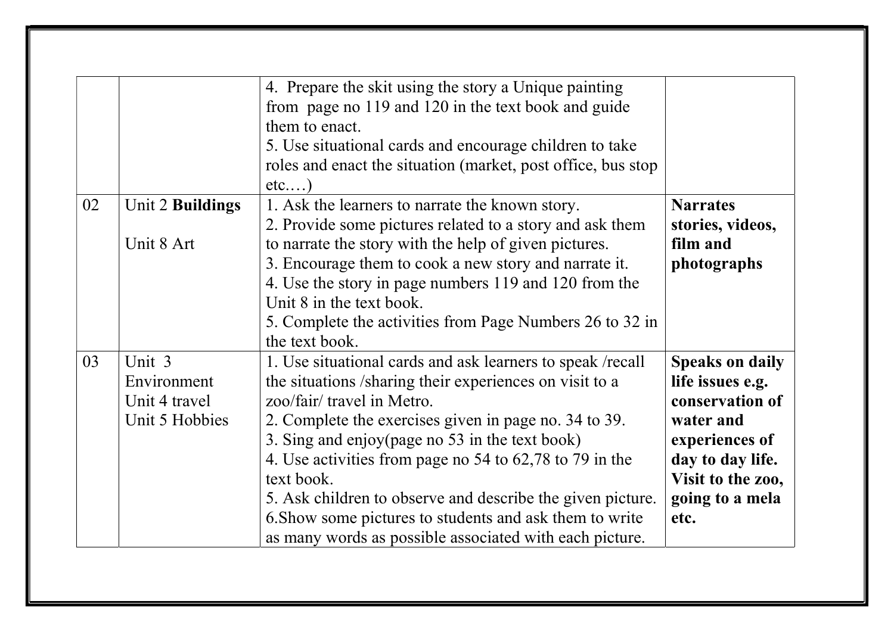| | | | |
|---|---|---|---|
| | | 4. Prepare the skit using the story a Unique painting from page no 119 and 120 in the text book and guide them to enact.<br>5. Use situational cards and encourage children to take roles and enact the situation (market, post office, bus stop etc.…) | |
| 02 | Unit 2 **Buildings**<br><br>Unit 8 Art | 1. Ask the learners to narrate the known story.<br>2. Provide some pictures related to a story and ask them to narrate the story with the help of given pictures.<br>3. Encourage them to cook a new story and narrate it.<br>4. Use the story in page numbers 119 and 120 from the Unit 8 in the text book.<br>5. Complete the activities from Page Numbers 26 to 32 in the text book. | **Narrates stories, videos, film and photographs** |
| 03 | Unit 3 Environment<br>Unit 4 travel<br>Unit 5 Hobbies | 1. Use situational cards and ask learners to speak /recall the situations /sharing their experiences on visit to a zoo/fair/ travel in Metro.<br>2. Complete the exercises given in page no. 34 to 39.<br>3. Sing and enjoy(page no 53 in the text book)<br>4. Use activities from page no 54 to 62,78 to 79 in the text book.<br>5. Ask children to observe and describe the given picture.<br>6.Show some pictures to students and ask them to write as many words as possible associated with each picture. | **Speaks on daily life issues e.g. conservation of water and experiences of day to day life. Visit to the zoo, going to a mela etc.** |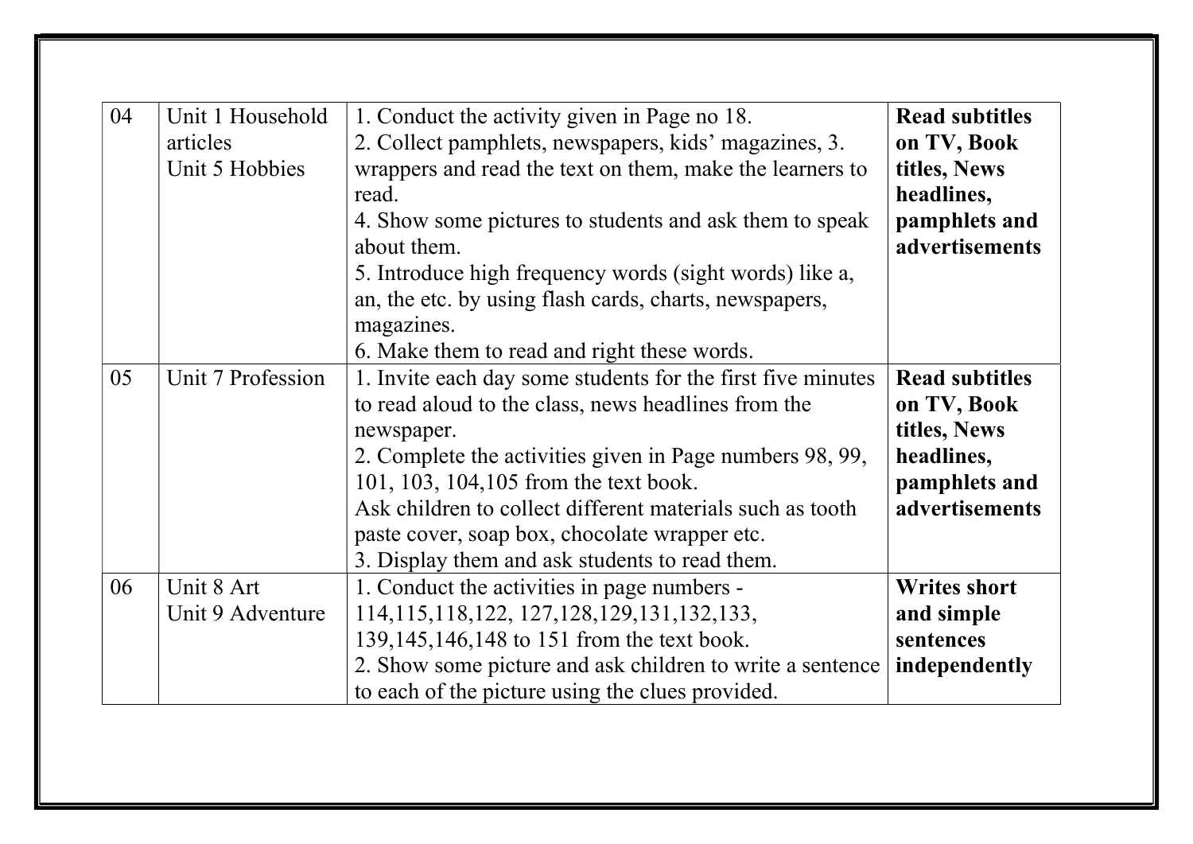| 04 | Unit 1 Household articles<br>Unit 5 Hobbies | 1. Conduct the activity given in Page no 18.<br>2. Collect pamphlets, newspapers, kids' magazines, 3. wrappers and read the text on them, make the learners to read.<br>4. Show some pictures to students and ask them to speak about them.<br>5. Introduce high frequency words (sight words) like a, an, the etc. by using flash cards, charts, newspapers, magazines.<br>6. Make them to read and right these words. | **Read subtitles on TV, Book titles, News headlines, pamphlets and advertisements** |
|---|---|---|---|
| 05 | Unit 7 Profession | 1. Invite each day some students for the first five minutes to read aloud to the class, news headlines from the newspaper.<br>2. Complete the activities given in Page numbers 98, 99, 101, 103, 104,105 from the text book.<br>Ask children to collect different materials such as tooth paste cover, soap box, chocolate wrapper etc.<br>3. Display them and ask students to read them. | **Read subtitles on TV, Book titles, News headlines, pamphlets and advertisements** |
| 06 | Unit 8 Art<br>Unit 9 Adventure | 1. Conduct the activities in page numbers - 114,115,118,122, 127,128,129,131,132,133, 139,145,146,148 to 151 from the text book.<br>2. Show some picture and ask children to write a sentence to each of the picture using the clues provided. | **Writes short and simple sentences independently** |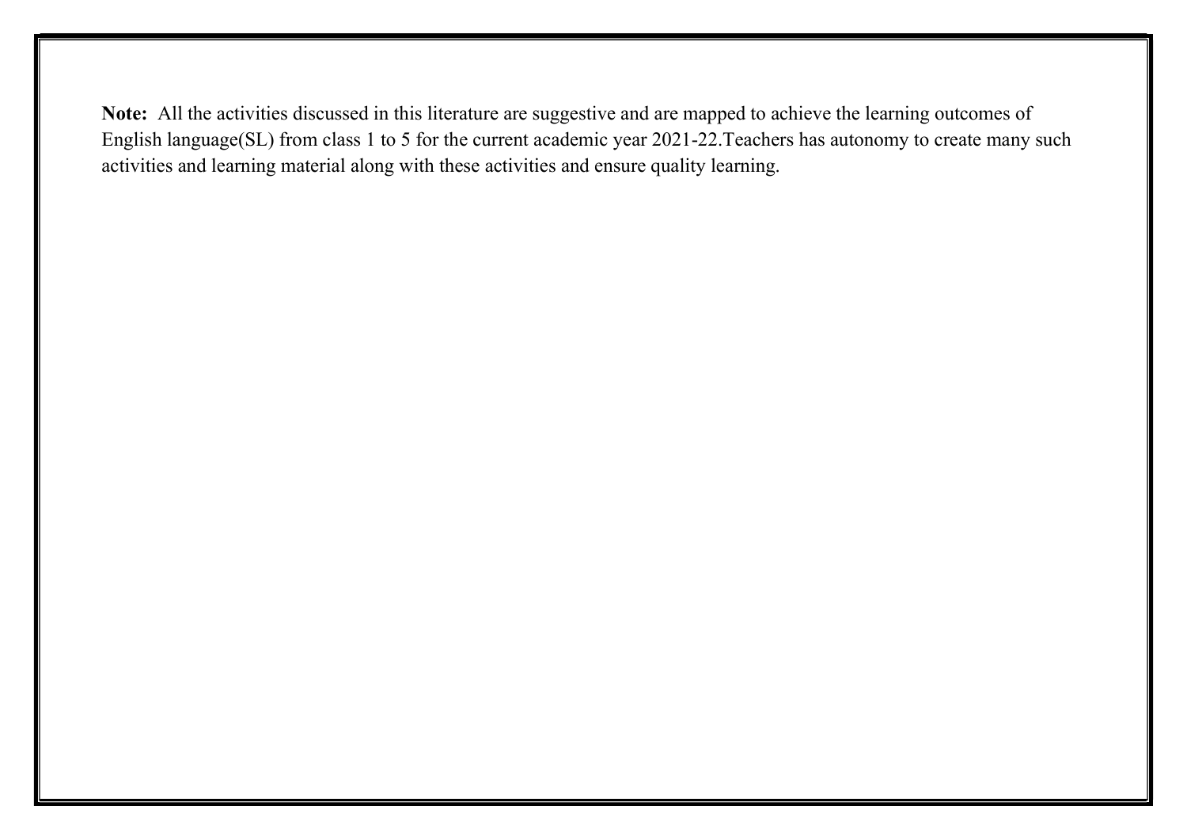**Note:** All the activities discussed in this literature are suggestive and are mapped to achieve the learning outcomes of English language(SL) from class 1 to 5 for the current academic year 2021-22.Teachers has autonomy to create many such activities and learning material along with these activities and ensure quality learning.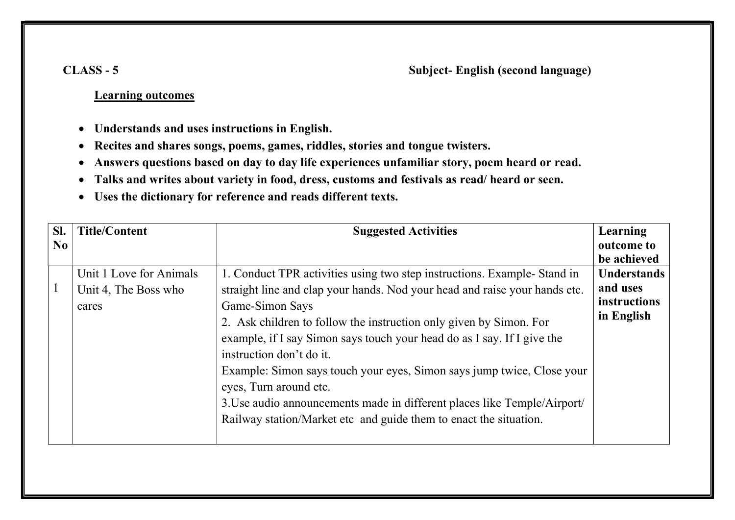**CLASS - 5** **Subject- English (second language)**

**Learning outcomes**

- **Understands and uses instructions in English.**
- **Recites and shares songs, poems, games, riddles, stories and tongue twisters.**
- **Answers questions based on day to day life experiences unfamiliar story, poem heard or read.**
- **Talks and writes about variety in food, dress, customs and festivals as read/ heard or seen.**
- **Uses the dictionary for reference and reads different texts.**

| Sl. No | Title/Content | Suggested Activities | Learning outcome to be achieved |
|---|---|---|---|
| 1 | Unit 1 Love for Animals<br>Unit 4, The Boss who cares | 1. Conduct TPR activities using two step instructions. Example- Stand in straight line and clap your hands. Nod your head and raise your hands etc.<br>Game-Simon Says<br>2. Ask children to follow the instruction only given by Simon. For example, if I say Simon says touch your head do as I say. If I give the instruction don't do it.<br>Example: Simon says touch your eyes, Simon says jump twice, Close your eyes, Turn around etc.<br>3.Use audio announcements made in different places like Temple/Airport/ Railway station/Market etc and guide them to enact the situation. | **Understands and uses instructions in English** |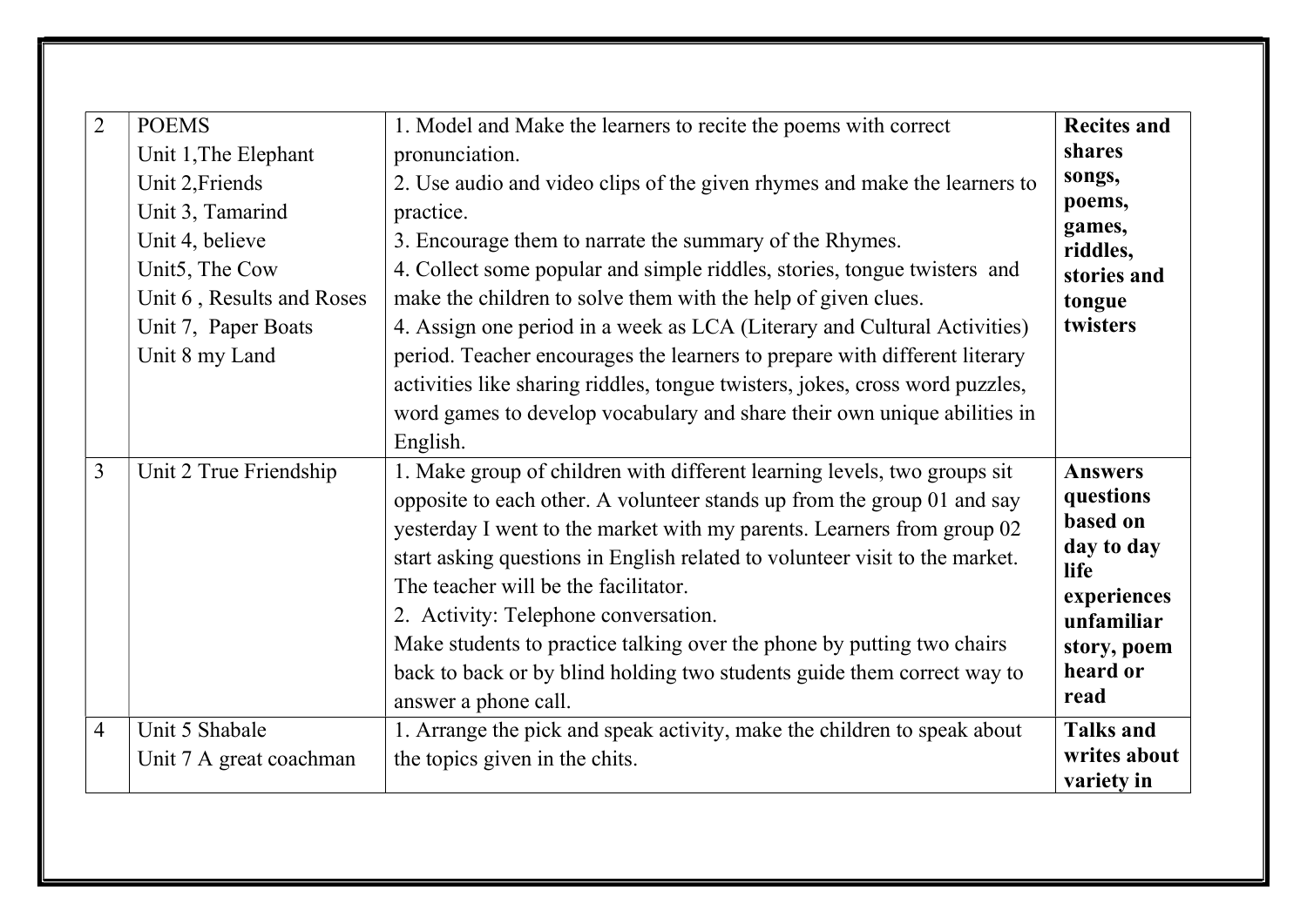| 2 | POEMS<br>Unit 1,The Elephant<br>Unit 2,Friends<br>Unit 3, Tamarind<br>Unit 4, believe<br>Unit5, The Cow<br>Unit 6 , Results and Roses<br>Unit 7, Paper Boats<br>Unit 8 my Land | 1. Model and Make the learners to recite the poems with correct pronunciation.<br>2. Use audio and video clips of the given rhymes and make the learners to practice.<br>3. Encourage them to narrate the summary of the Rhymes.<br>4. Collect some popular and simple riddles, stories, tongue twisters and make the children to solve them with the help of given clues.<br>4. Assign one period in a week as LCA (Literary and Cultural Activities) period. Teacher encourages the learners to prepare with different literary activities like sharing riddles, tongue twisters, jokes, cross word puzzles, word games to develop vocabulary and share their own unique abilities in English. | **Recites and shares songs, poems, games, riddles, stories and tongue twisters** |
|---|---|---|---|
| 3 | Unit 2 True Friendship | 1. Make group of children with different learning levels, two groups sit opposite to each other. A volunteer stands up from the group 01 and say yesterday I went to the market with my parents. Learners from group 02 start asking questions in English related to volunteer visit to the market. The teacher will be the facilitator.<br>2. Activity: Telephone conversation.<br>Make students to practice talking over the phone by putting two chairs back to back or by blind holding two students guide them correct way to answer a phone call. | **Answers questions based on day to day life experiences unfamiliar story, poem heard or read** |
| 4 | Unit 5 Shabale<br>Unit 7 A great coachman | 1. Arrange the pick and speak activity, make the children to speak about the topics given in the chits. | **Talks and writes about variety in** |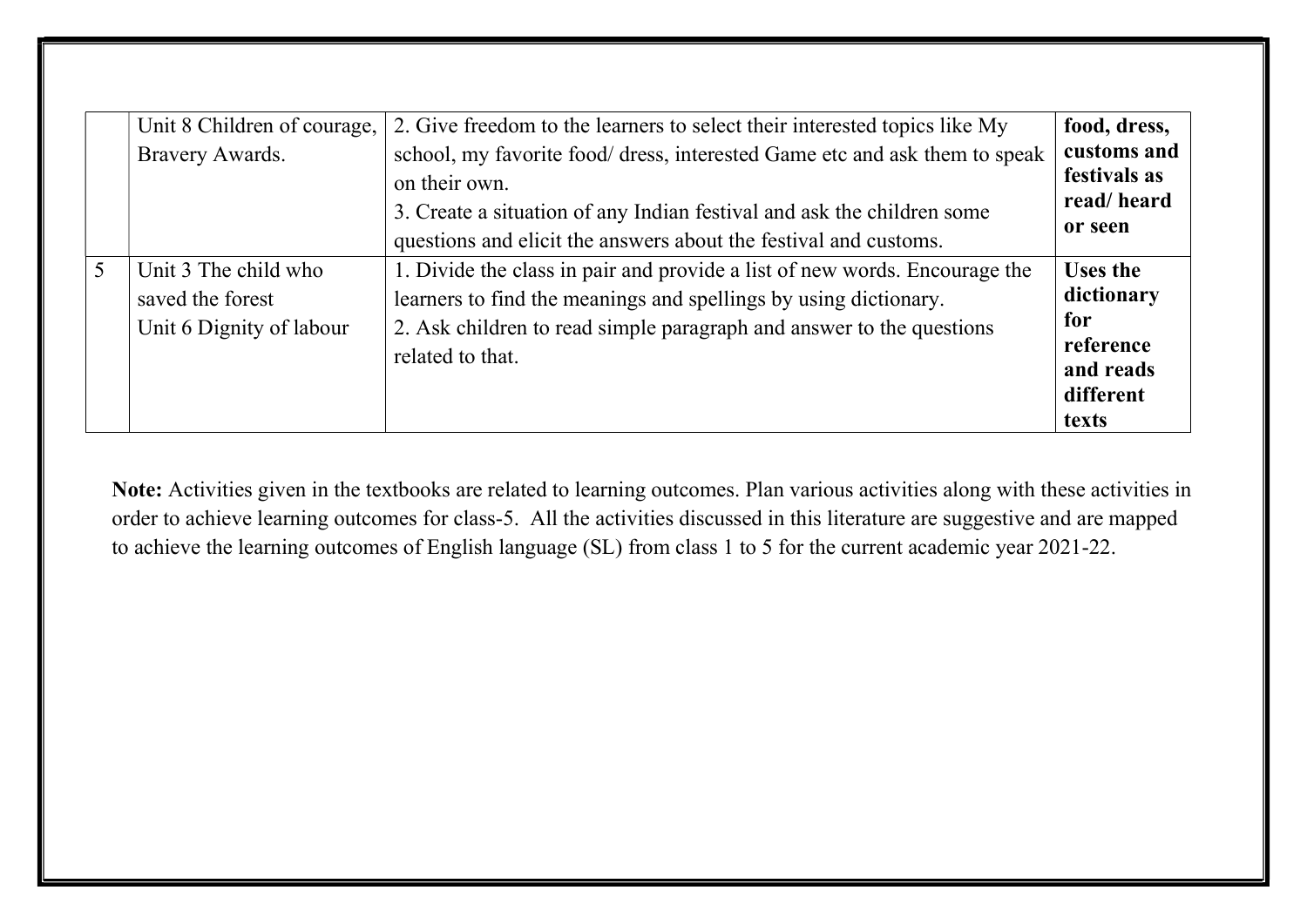| | | | |
|---|---|---|---|
| | Unit 8 Children of courage, Bravery Awards. | 2. Give freedom to the learners to select their interested topics like My school, my favorite food/ dress, interested Game etc and ask them to speak on their own.<br>3. Create a situation of any Indian festival and ask the children some questions and elicit the answers about the festival and customs. | **food, dress, customs and festivals as read/ heard or seen** |
| 5 | Unit 3 The child who saved the forest<br>Unit 6 Dignity of labour | 1. Divide the class in pair and provide a list of new words. Encourage the learners to find the meanings and spellings by using dictionary.<br>2. Ask children to read simple paragraph and answer to the questions related to that. | **Uses the dictionary for reference and reads different texts** |

**Note:** Activities given in the textbooks are related to learning outcomes. Plan various activities along with these activities in order to achieve learning outcomes for class-5. All the activities discussed in this literature are suggestive and are mapped to achieve the learning outcomes of English language (SL) from class 1 to 5 for the current academic year 2021-22.